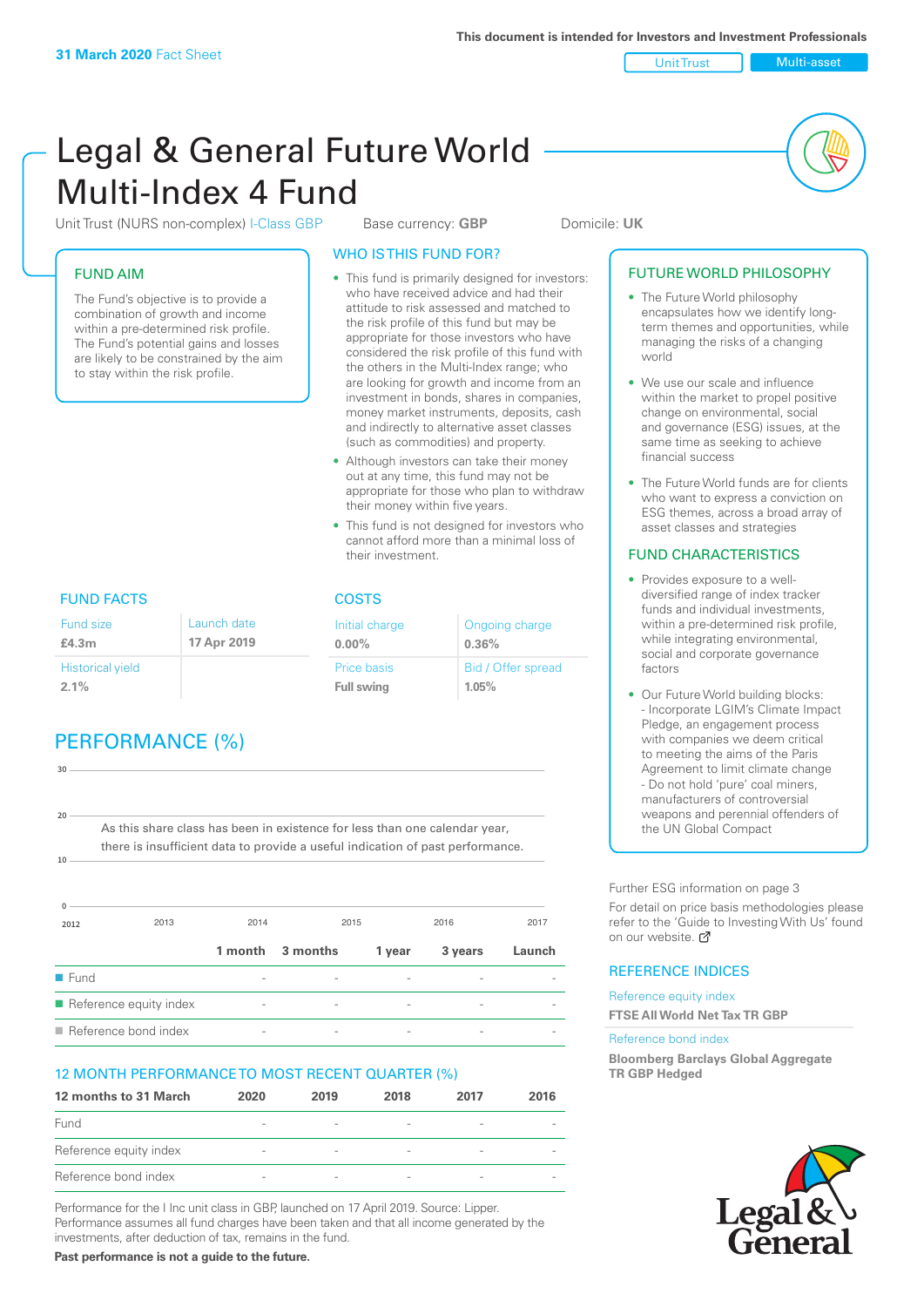31 March 2020 Fact Sheet

This document is intended for Investors and Investment Professionals

Unit Trust | Multi-asset

# Legal & General Future World Multi-Index 4 Fund

Unit Trust (NURS non-complex) I-Class GBP    Base currency: **GBP**    Domicile: **UK**

## FUND AIM

The Fund's objective is to provide a combination of growth and income within a pre-determined risk profile. The Fund's potential gains and losses are likely to be constrained by the aim to stay within the risk profile.

## WHO IS THIS FUND FOR?

- This fund is primarily designed for investors: who have received advice and had their attitude to risk assessed and matched to the risk profile of this fund but may be appropriate for those investors who have considered the risk profile of this fund with the others in the Multi-Index range; who are looking for growth and income from an investment in bonds, shares in companies, money market instruments, deposits, cash and indirectly to alternative asset classes (such as commodities) and property.
- Although investors can take their money out at any time, this fund may not be appropriate for those who plan to withdraw their money within five years.
- This fund is not designed for investors who cannot afford more than a minimal loss of their investment.

## FUND FACTS

| Fund size | Launch date |
|---|---|
| **£4.3m** | **17 Apr 2019** |
| Historical yield | |
| **2.1%** | |

## COSTS

| Initial charge | Ongoing charge |
|---|---|
| **0.00%** | **0.36%** |
| Price basis | Bid / Offer spread |
| **Full swing** | **1.05%** |

## PERFORMANCE (%)

As this share class has been in existence for less than one calendar year, there is insufficient data to provide a useful indication of past performance.

| | 1 month | 3 months | 1 year | 3 years | Launch |
|---|---|---|---|---|---|
| Fund | - | - | - | - | - |
| Reference equity index | - | - | - | - | - |
| Reference bond index | - | - | - | - | - |

## 12 MONTH PERFORMANCE TO MOST RECENT QUARTER (%)

| 12 months to 31 March | 2020 | 2019 | 2018 | 2017 | 2016 |
|---|---|---|---|---|---|
| Fund | - | - | - | - | - |
| Reference equity index | - | - | - | - | - |
| Reference bond index | - | - | - | - | - |

Performance for the I Inc unit class in GBP, launched on 17 April 2019. Source: Lipper. Performance assumes all fund charges have been taken and that all income generated by the investments, after deduction of tax, remains in the fund.

**Past performance is not a guide to the future.**

## FUTURE WORLD PHILOSOPHY

- The Future World philosophy encapsulates how we identify long-term themes and opportunities, while managing the risks of a changing world
- We use our scale and influence within the market to propel positive change on environmental, social and governance (ESG) issues, at the same time as seeking to achieve financial success
- The Future World funds are for clients who want to express a conviction on ESG themes, across a broad array of asset classes and strategies

## FUND CHARACTERISTICS

- Provides exposure to a well-diversified range of index tracker funds and individual investments, within a pre-determined risk profile, while integrating environmental, social and corporate governance factors
- Our Future World building blocks:
  - Incorporate LGIM's Climate Impact Pledge, an engagement process with companies we deem critical to meeting the aims of the Paris Agreement to limit climate change
  - Do not hold 'pure' coal miners, manufacturers of controversial weapons and perennial offenders of the UN Global Compact

Further ESG information on page 3

For detail on price basis methodologies please refer to the 'Guide to Investing With Us' found on our website.

## REFERENCE INDICES

Reference equity index
**FTSE All World Net Tax TR GBP**

Reference bond index
**Bloomberg Barclays Global Aggregate TR GBP Hedged**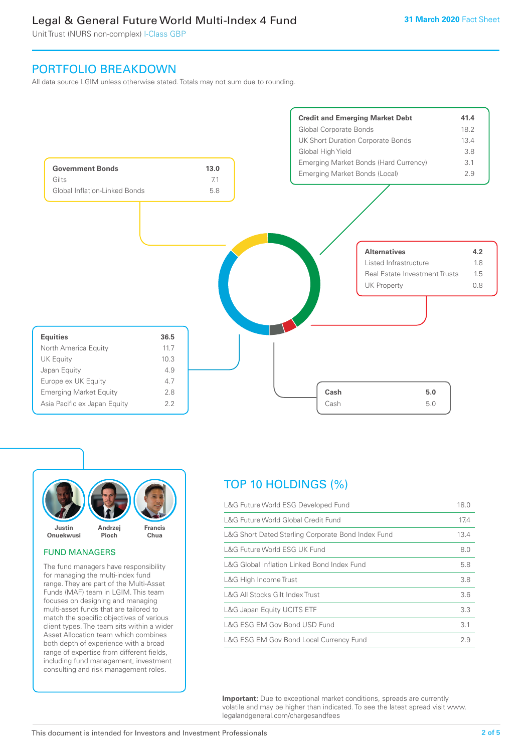# Legal & General Future World Multi-Index 4 Fund

Unit Trust (NURS non-complex) I-Class GBP

**31 March 2020** Fact Sheet

## PORTFOLIO BREAKDOWN

All data source LGIM unless otherwise stated. Totals may not sum due to rounding.

| **Credit and Emerging Market Debt** | **41.4** |
|---|---|
| Global Corporate Bonds | 18.2 |
| UK Short Duration Corporate Bonds | 13.4 |
| Global High Yield | 3.8 |
| Emerging Market Bonds (Hard Currency) | 3.1 |
| Emerging Market Bonds (Local) | 2.9 |

| **Government Bonds** | **13.0** |
|---|---|
| Gilts | 7.1 |
| Global Inflation-Linked Bonds | 5.8 |

| **Alternatives** | **4.2** |
|---|---|
| Listed Infrastructure | 1.8 |
| Real Estate Investment Trusts | 1.5 |
| UK Property | 0.8 |

| **Equities** | **36.5** |
|---|---|
| North America Equity | 11.7 |
| UK Equity | 10.3 |
| Japan Equity | 4.9 |
| Europe ex UK Equity | 4.7 |
| Emerging Market Equity | 2.8 |
| Asia Pacific ex Japan Equity | 2.2 |

| **Cash** | **5.0** |
|---|---|
| Cash | 5.0 |

Justin Onuekwusi, Andrzej Pioch, Francis Chua

### FUND MANAGERS

The fund managers have responsibility for managing the multi-index fund range. They are part of the Multi-Asset Funds (MAF) team in LGIM. This team focuses on designing and managing multi-asset funds that are tailored to match the specific objectives of various client types. The team sits within a wider Asset Allocation team which combines both depth of experience with a broad range of expertise from different fields, including fund management, investment consulting and risk management roles.

## TOP 10 HOLDINGS (%)

| Holding | % |
|---|---|
| L&G Future World ESG Developed Fund | 18.0 |
| L&G Future World Global Credit Fund | 17.4 |
| L&G Short Dated Sterling Corporate Bond Index Fund | 13.4 |
| L&G Future World ESG UK Fund | 8.0 |
| L&G Global Inflation Linked Bond Index Fund | 5.8 |
| L&G High Income Trust | 3.8 |
| L&G All Stocks Gilt Index Trust | 3.6 |
| L&G Japan Equity UCITS ETF | 3.3 |
| L&G ESG EM Gov Bond USD Fund | 3.1 |
| L&G ESG EM Gov Bond Local Currency Fund | 2.9 |

**Important:** Due to exceptional market conditions, spreads are currently volatile and may be higher than indicated. To see the latest spread visit www.legalandgeneral.com/chargesandfees

This document is intended for Investors and Investment Professionals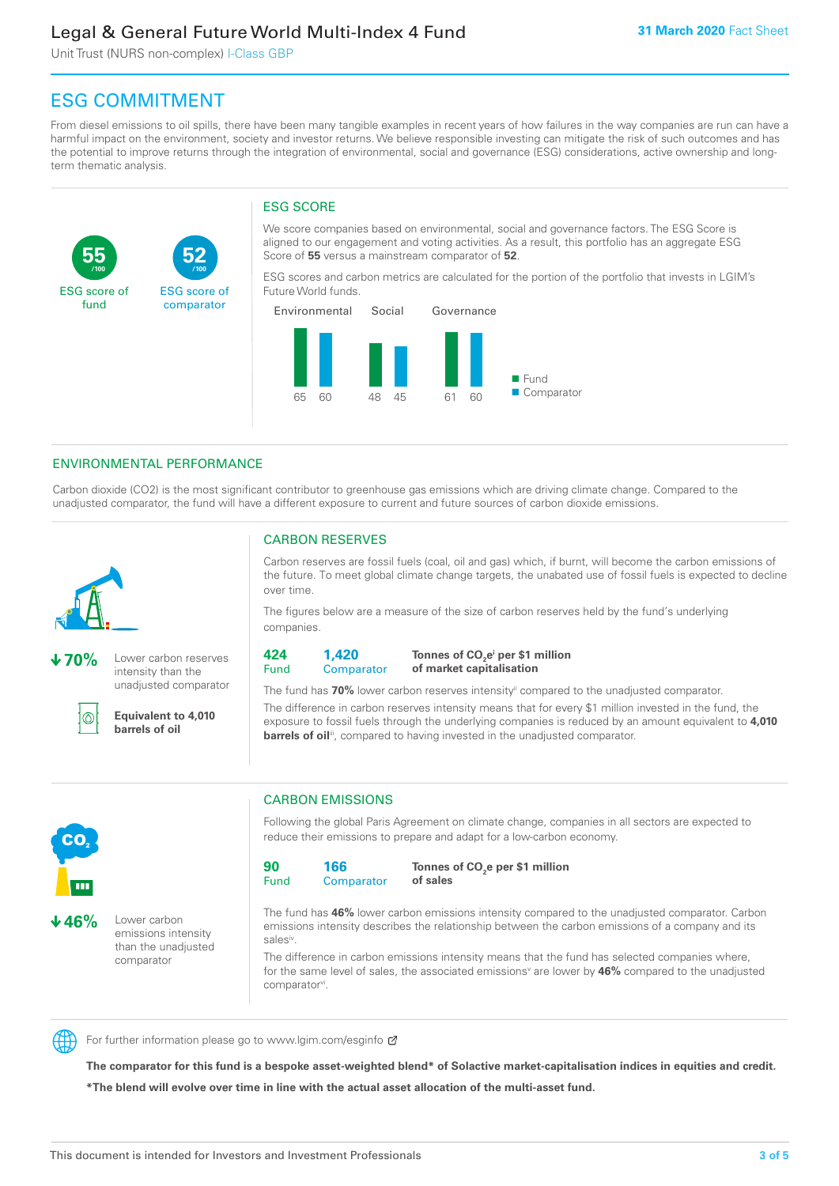# ESG COMMITMENT

From diesel emissions to oil spills, there have been many tangible examples in recent years of how failures in the way companies are run can have a harmful impact on the environment, society and investor returns. We believe responsible investing can mitigate the risk of such outcomes and has the potential to improve returns through the integration of environmental, social and governance (ESG) considerations, active ownership and long-term thematic analysis.

**55** /100 ESG score of fund

**52** /100 ESG score of comparator

## ESG SCORE

We score companies based on environmental, social and governance factors. The ESG Score is aligned to our engagement and voting activities. As a result, this portfolio has an aggregate ESG Score of **55** versus a mainstream comparator of **52**.

ESG scores and carbon metrics are calculated for the portion of the portfolio that invests in LGIM's Future World funds.

| | Environmental | Social | Governance |
|---|---|---|---|
| Fund | 65 | 48 | 61 |
| Comparator | 60 | 45 | 60 |

## ENVIRONMENTAL PERFORMANCE

Carbon dioxide (CO2) is the most significant contributor to greenhouse gas emissions which are driving climate change. Compared to the unadjusted comparator, the fund will have a different exposure to current and future sources of carbon dioxide emissions.

**↓70%** Lower carbon reserves intensity than the unadjusted comparator

**Equivalent to 4,010 barrels of oil**

### CARBON RESERVES

Carbon reserves are fossil fuels (coal, oil and gas) which, if burnt, will become the carbon emissions of the future. To meet global climate change targets, the unabated use of fossil fuels is expected to decline over time.

The figures below are a measure of the size of carbon reserves held by the fund's underlying companies.

| 424 | 1,420 | **Tonnes of $CO_2e$[i] per $1 million of market capitalisation** |
|---|---|---|
| Fund | Comparator | |

The fund has **70%** lower carbon reserves intensity[ii] compared to the unadjusted comparator.

The difference in carbon reserves intensity means that for every $1 million invested in the fund, the exposure to fossil fuels through the underlying companies is reduced by an amount equivalent to **4,010 barrels of oil**[iii], compared to having invested in the unadjusted comparator.

**↓46%** Lower carbon emissions intensity than the unadjusted comparator

### CARBON EMISSIONS

Following the global Paris Agreement on climate change, companies in all sectors are expected to reduce their emissions to prepare and adapt for a low-carbon economy.

| 90 | 166 | **Tonnes of $CO_2e$ per $1 million of sales** |
|---|---|---|
| Fund | Comparator | |

The fund has **46%** lower carbon emissions intensity compared to the unadjusted comparator. Carbon emissions intensity describes the relationship between the carbon emissions of a company and its sales[iv].

The difference in carbon emissions intensity means that the fund has selected companies where, for the same level of sales, the associated emissions[v] are lower by **46%** compared to the unadjusted comparator[vi].

For further information please go to www.lgim.com/esginfo

**The comparator for this fund is a bespoke asset-weighted blend* of Solactive market-capitalisation indices in equities and credit.**

***The blend will evolve over time in line with the actual asset allocation of the multi-asset fund.**

This document is intended for Investors and Investment Professionals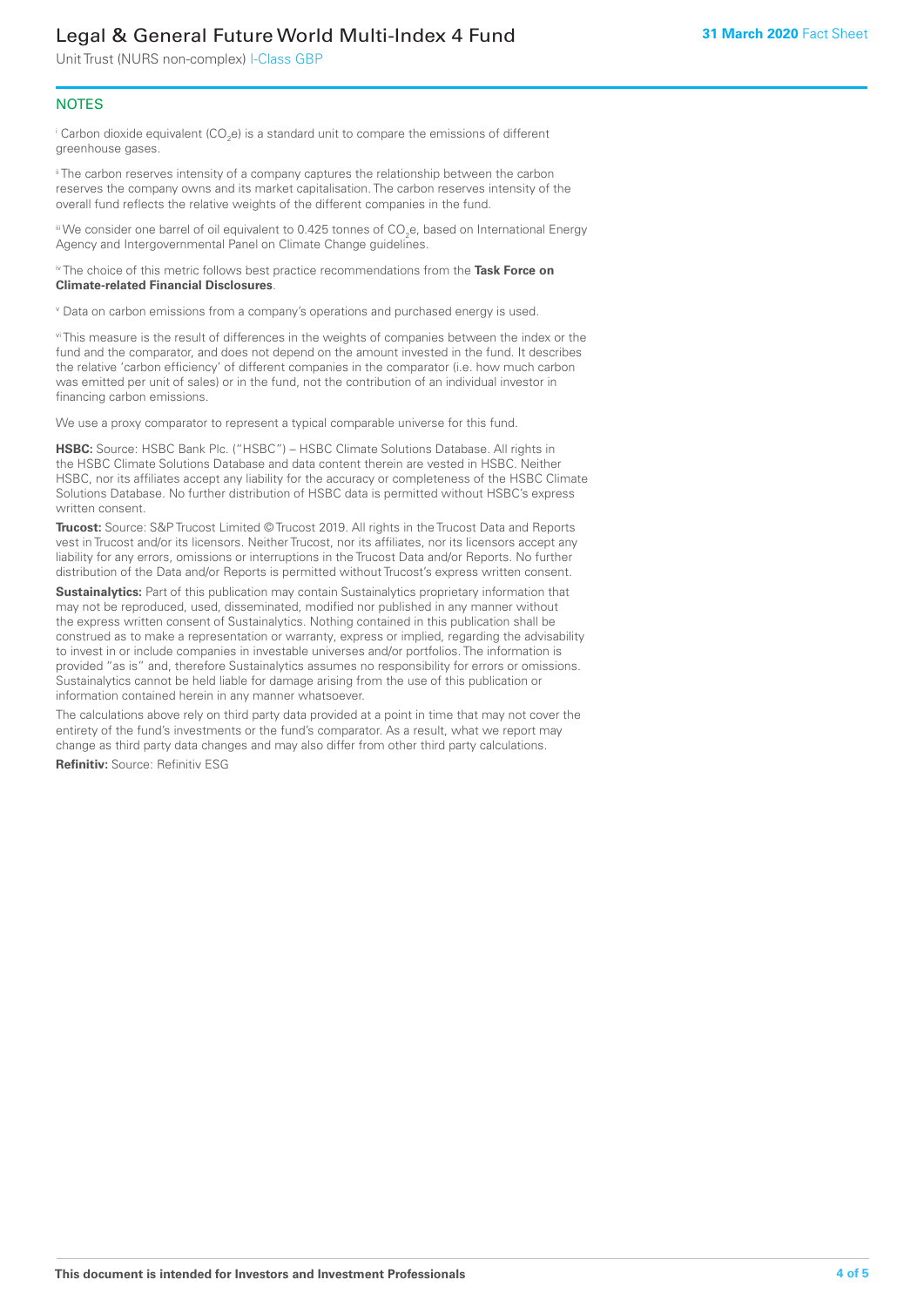## NOTES

[i] Carbon dioxide equivalent ($CO_2e$) is a standard unit to compare the emissions of different greenhouse gases.

[ii] The carbon reserves intensity of a company captures the relationship between the carbon reserves the company owns and its market capitalisation. The carbon reserves intensity of the overall fund reflects the relative weights of the different companies in the fund.

[iii] We consider one barrel of oil equivalent to 0.425 tonnes of $CO_2e$, based on International Energy Agency and Intergovernmental Panel on Climate Change guidelines.

[iv] The choice of this metric follows best practice recommendations from the **Task Force on Climate-related Financial Disclosures**.

[v] Data on carbon emissions from a company's operations and purchased energy is used.

[vi] This measure is the result of differences in the weights of companies between the index or the fund and the comparator, and does not depend on the amount invested in the fund. It describes the relative 'carbon efficiency' of different companies in the comparator (i.e. how much carbon was emitted per unit of sales) or in the fund, not the contribution of an individual investor in financing carbon emissions.

We use a proxy comparator to represent a typical comparable universe for this fund.

**HSBC:** Source: HSBC Bank Plc. ("HSBC") – HSBC Climate Solutions Database. All rights in the HSBC Climate Solutions Database and data content therein are vested in HSBC. Neither HSBC, nor its affiliates accept any liability for the accuracy or completeness of the HSBC Climate Solutions Database. No further distribution of HSBC data is permitted without HSBC's express written consent.

**Trucost:** Source: S&P Trucost Limited © Trucost 2019. All rights in the Trucost Data and Reports vest in Trucost and/or its licensors. Neither Trucost, nor its affiliates, nor its licensors accept any liability for any errors, omissions or interruptions in the Trucost Data and/or Reports. No further distribution of the Data and/or Reports is permitted without Trucost's express written consent.

**Sustainalytics:** Part of this publication may contain Sustainalytics proprietary information that may not be reproduced, used, disseminated, modified nor published in any manner without the express written consent of Sustainalytics. Nothing contained in this publication shall be construed as to make a representation or warranty, express or implied, regarding the advisability to invest in or include companies in investable universes and/or portfolios. The information is provided "as is" and, therefore Sustainalytics assumes no responsibility for errors or omissions. Sustainalytics cannot be held liable for damage arising from the use of this publication or information contained herein in any manner whatsoever.

The calculations above rely on third party data provided at a point in time that may not cover the entirety of the fund's investments or the fund's comparator. As a result, what we report may change as third party data changes and may also differ from other third party calculations.

**Refinitiv:** Source: Refinitiv ESG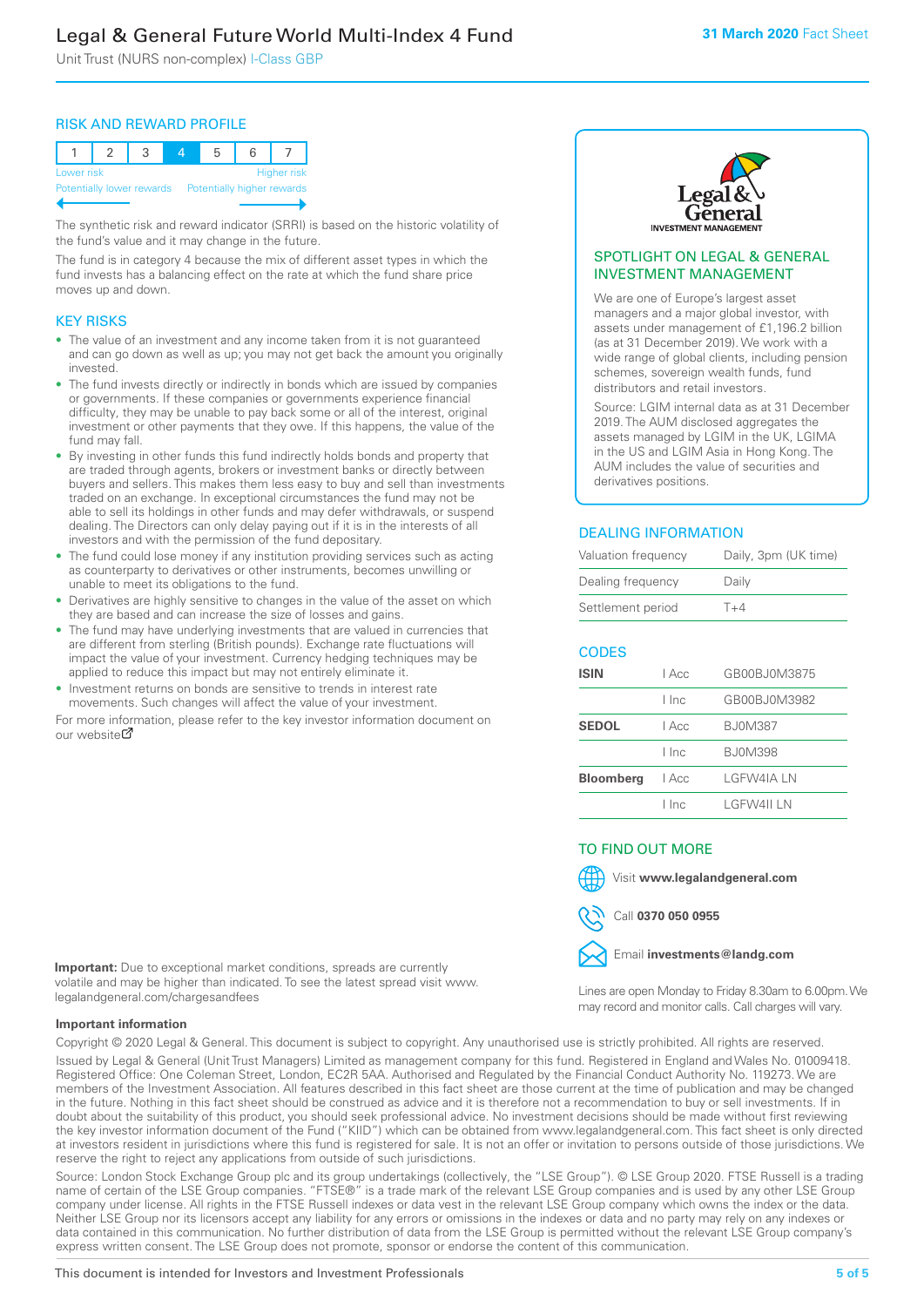## RISK AND REWARD PROFILE

| 1 | 2 | 3 | 4 | 5 | 6 | 7 |
|---|---|---|---|---|---|---|

Lower risk — Higher risk

Potentially lower rewards — Potentially higher rewards

The synthetic risk and reward indicator (SRRI) is based on the historic volatility of the fund's value and it may change in the future.

The fund is in category 4 because the mix of different asset types in which the fund invests has a balancing effect on the rate at which the fund share price moves up and down.

## KEY RISKS

- The value of an investment and any income taken from it is not guaranteed and can go down as well as up; you may not get back the amount you originally invested.
- The fund invests directly or indirectly in bonds which are issued by companies or governments. If these companies or governments experience financial difficulty, they may be unable to pay back some or all of the interest, original investment or other payments that they owe. If this happens, the value of the fund may fall.
- By investing in other funds this fund indirectly holds bonds and property that are traded through agents, brokers or investment banks or directly between buyers and sellers. This makes them less easy to buy and sell than investments traded on an exchange. In exceptional circumstances the fund may not be able to sell its holdings in other funds and may defer withdrawals, or suspend dealing. The Directors can only delay paying out if it is in the interests of all investors and with the permission of the fund depositary.
- The fund could lose money if any institution providing services such as acting as counterparty to derivatives or other instruments, becomes unwilling or unable to meet its obligations to the fund.
- Derivatives are highly sensitive to changes in the value of the asset on which they are based and can increase the size of losses and gains.
- The fund may have underlying investments that are valued in currencies that are different from sterling (British pounds). Exchange rate fluctuations will impact the value of your investment. Currency hedging techniques may be applied to reduce this impact but may not entirely eliminate it.
- Investment returns on bonds are sensitive to trends in interest rate movements. Such changes will affect the value of your investment.

For more information, please refer to the key investor information document on our website

## SPOTLIGHT ON LEGAL & GENERAL INVESTMENT MANAGEMENT

We are one of Europe's largest asset managers and a major global investor, with assets under management of £1,196.2 billion (as at 31 December 2019). We work with a wide range of global clients, including pension schemes, sovereign wealth funds, fund distributors and retail investors.

Source: LGIM internal data as at 31 December 2019. The AUM disclosed aggregates the assets managed by LGIM in the UK, LGIMA in the US and LGIM Asia in Hong Kong. The AUM includes the value of securities and derivatives positions.

## DEALING INFORMATION

| | |
|---|---|
| Valuation frequency | Daily, 3pm (UK time) |
| Dealing frequency | Daily |
| Settlement period | T+4 |

## CODES

| | | |
|---|---|---|
| **ISIN** | I Acc | GB00BJ0M3875 |
| | I Inc | GB00BJ0M3982 |
| **SEDOL** | I Acc | BJ0M387 |
| | I Inc | BJ0M398 |
| **Bloomberg** | I Acc | LGFW4IA LN |
| | I Inc | LGFW4II LN |

## TO FIND OUT MORE

Visit **www.legalandgeneral.com**

Call **0370 050 0955**

Email **investments@landg.com**

Lines are open Monday to Friday 8.30am to 6.00pm. We may record and monitor calls. Call charges will vary.

**Important:** Due to exceptional market conditions, spreads are currently volatile and may be higher than indicated. To see the latest spread visit www.legalandgeneral.com/chargesandfees

### Important information

Copyright © 2020 Legal & General. This document is subject to copyright. Any unauthorised use is strictly prohibited. All rights are reserved.

Issued by Legal & General (Unit Trust Managers) Limited as management company for this fund. Registered in England and Wales No. 01009418. Registered Office: One Coleman Street, London, EC2R 5AA. Authorised and Regulated by the Financial Conduct Authority No. 119273. We are members of the Investment Association. All features described in this fact sheet are those current at the time of publication and may be changed in the future. Nothing in this fact sheet should be construed as advice and it is therefore not a recommendation to buy or sell investments. If in doubt about the suitability of this product, you should seek professional advice. No investment decisions should be made without first reviewing the key investor information document of the Fund ("KIID") which can be obtained from www.legalandgeneral.com. This fact sheet is only directed at investors resident in jurisdictions where this fund is registered for sale. It is not an offer or invitation to persons outside of those jurisdictions. We reserve the right to reject any applications from outside of such jurisdictions.

Source: London Stock Exchange Group plc and its group undertakings (collectively, the "LSE Group"). © LSE Group 2020. FTSE Russell is a trading name of certain of the LSE Group companies. "FTSE®" is a trade mark of the relevant LSE Group companies and is used by any other LSE Group company under license. All rights in the FTSE Russell indexes or data vest in the relevant LSE Group company which owns the index or the data. Neither LSE Group nor its licensors accept any liability for any errors or omissions in the indexes or data and no party may rely on any indexes or data contained in this communication. No further distribution of data from the LSE Group is permitted without the relevant LSE Group company's express written consent. The LSE Group does not promote, sponsor or endorse the content of this communication.

This document is intended for Investors and Investment Professionals